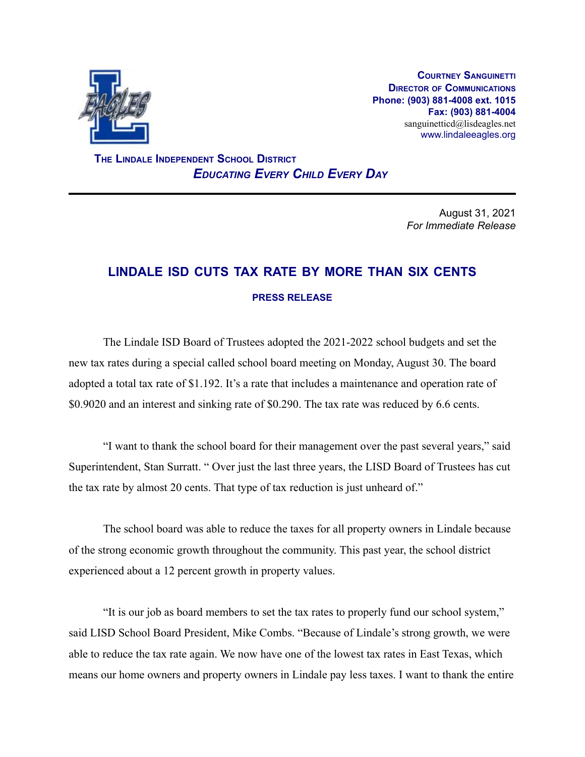**Courtney Sanguinetti**
**Director of Communications**
**Phone: (903) 881-4008 ext. 1015**
**Fax: (903) 881-4004**
sanguinetticd@lisdeagles.net
www.lindaleeagles.org

**The Lindale Independent School District**
***Educating Every Child Every Day***

---

August 31, 2021
*For Immediate Release*

# LINDALE ISD CUTS TAX RATE BY MORE THAN SIX CENTS

**PRESS RELEASE**

The Lindale ISD Board of Trustees adopted the 2021-2022 school budgets and set the new tax rates during a special called school board meeting on Monday, August 30. The board adopted a total tax rate of $1.192. It's a rate that includes a maintenance and operation rate of $0.9020 and an interest and sinking rate of $0.290. The tax rate was reduced by 6.6 cents.

"I want to thank the school board for their management over the past several years," said Superintendent, Stan Surratt. " Over just the last three years, the LISD Board of Trustees has cut the tax rate by almost 20 cents. That type of tax reduction is just unheard of."

The school board was able to reduce the taxes for all property owners in Lindale because of the strong economic growth throughout the community. This past year, the school district experienced about a 12 percent growth in property values.

"It is our job as board members to set the tax rates to properly fund our school system," said LISD School Board President, Mike Combs. "Because of Lindale's strong growth, we were able to reduce the tax rate again. We now have one of the lowest tax rates in East Texas, which means our home owners and property owners in Lindale pay less taxes. I want to thank the entire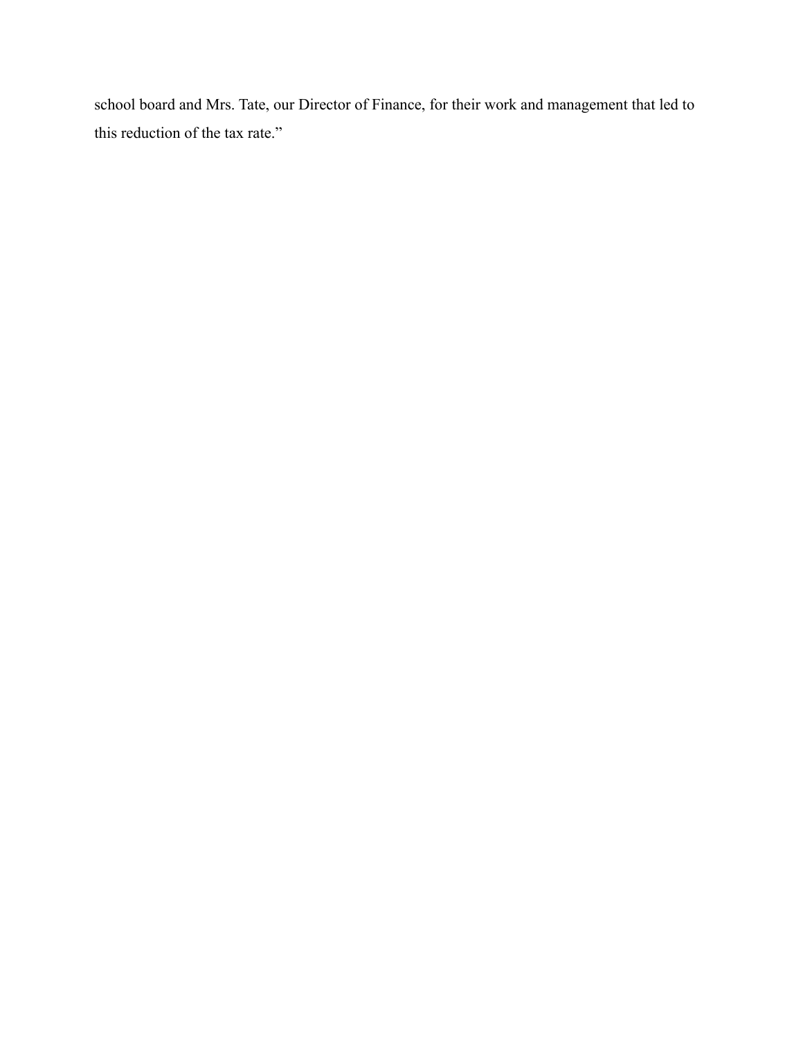school board and Mrs. Tate, our Director of Finance, for their work and management that led to this reduction of the tax rate."